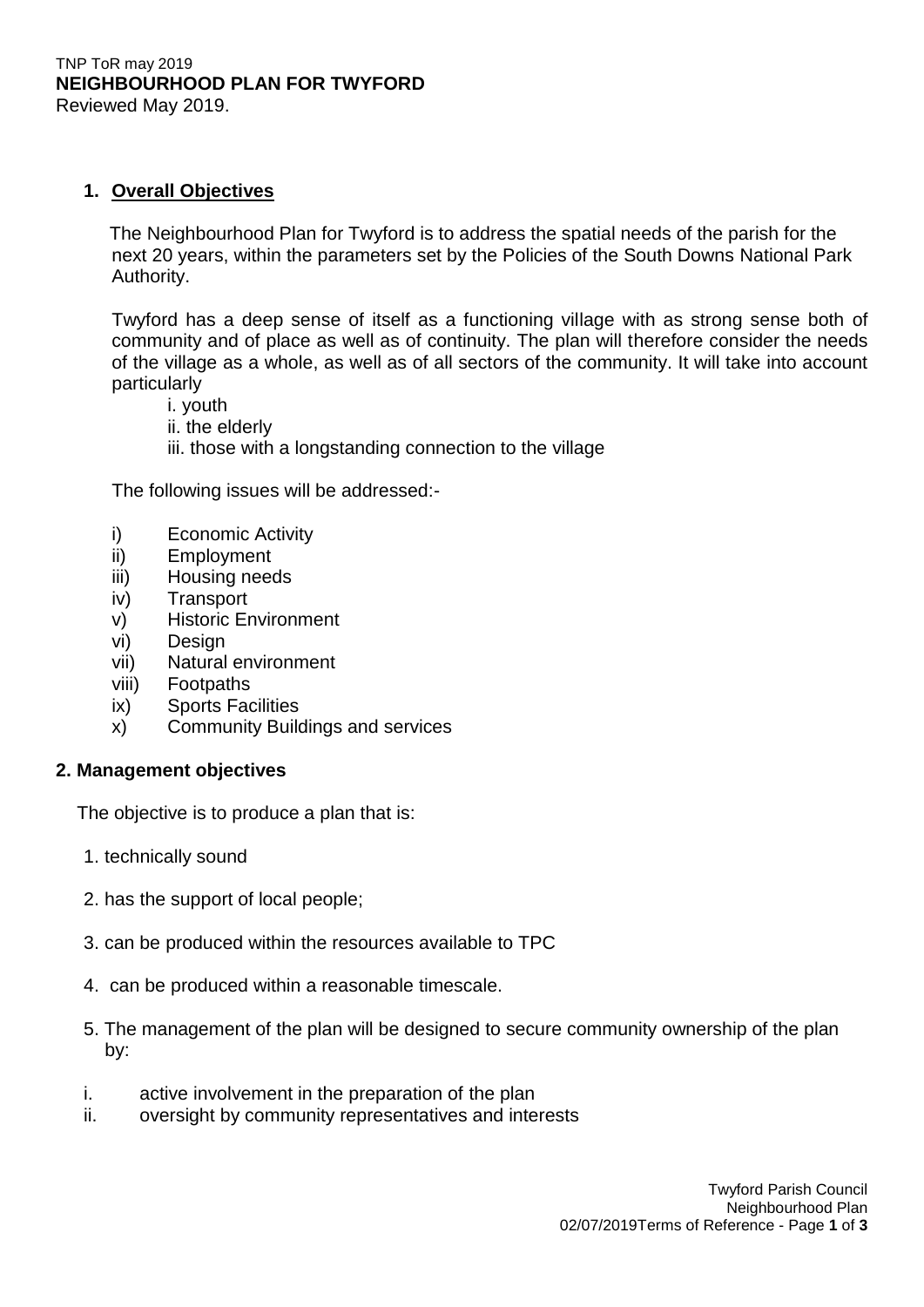TNP ToR may 2019
**NEIGHBOURHOOD PLAN FOR TWYFORD**
Reviewed May 2019.

## 1. Overall Objectives

The Neighbourhood Plan for Twyford is to address the spatial needs of the parish for the next 20 years, within the parameters set by the Policies of the South Downs National Park Authority.

Twyford has a deep sense of itself as a functioning village with as strong sense both of community and of place as well as of continuity. The plan will therefore consider the needs of the village as a whole, as well as of all sectors of the community. It will take into account particularly

i. youth
ii. the elderly
iii. those with a longstanding connection to the village

The following issues will be addressed:-

i) Economic Activity
ii) Employment
iii) Housing needs
iv) Transport
v) Historic Environment
vi) Design
vii) Natural environment
viii) Footpaths
ix) Sports Facilities
x) Community Buildings and services

## 2. Management objectives

The objective is to produce a plan that is:

1. technically sound
2. has the support of local people;
3. can be produced within the resources available to TPC
4. can be produced within a reasonable timescale.
5. The management of the plan will be designed to secure community ownership of the plan by:

i. active involvement in the preparation of the plan
ii. oversight by community representatives and interests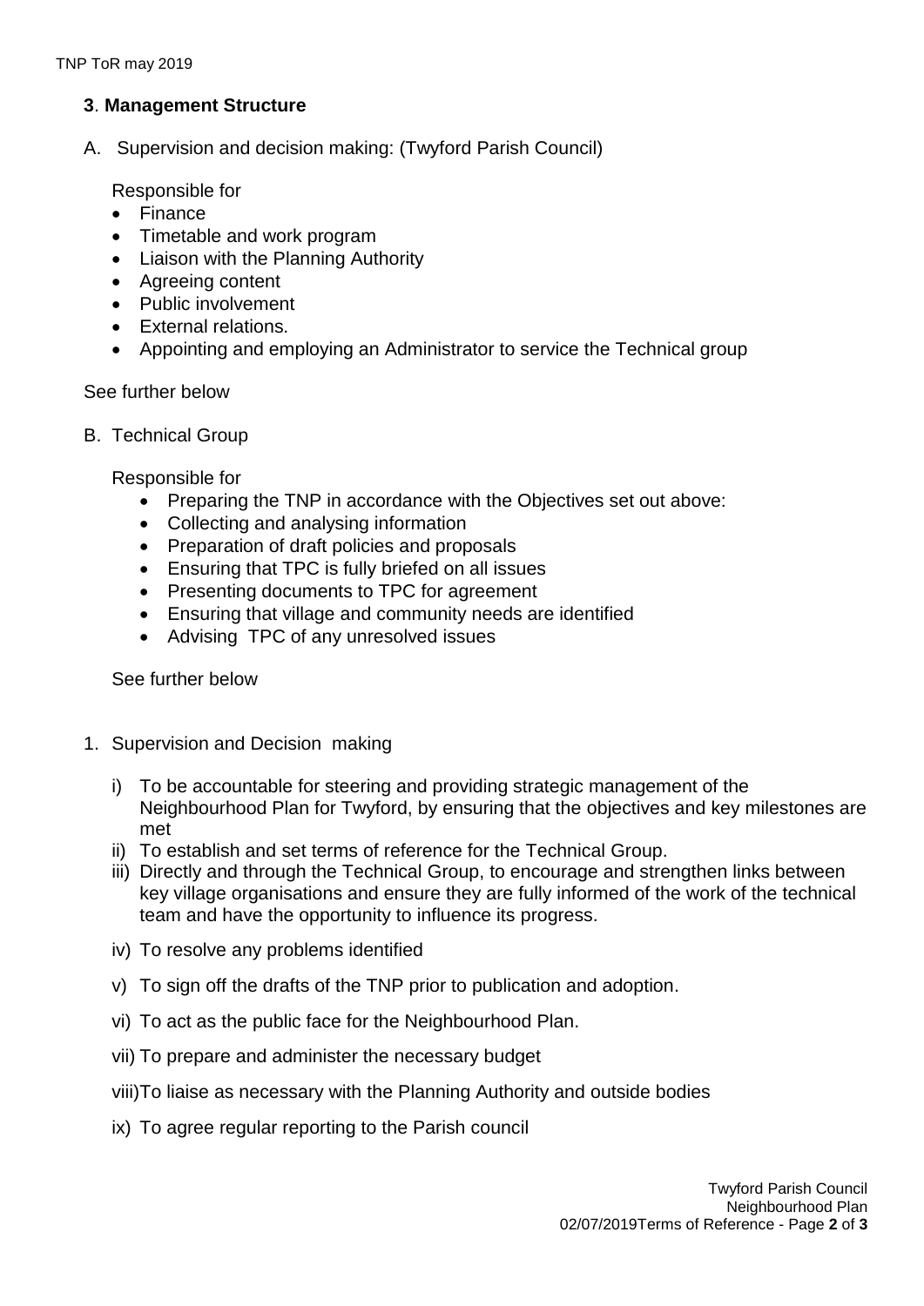## 3. Management Structure

A. Supervision and decision making: (Twyford Parish Council)

Responsible for

- Finance
- Timetable and work program
- Liaison with the Planning Authority
- Agreeing content
- Public involvement
- External relations.
- Appointing and employing an Administrator to service the Technical group

See further below

B. Technical Group

Responsible for

- Preparing the TNP in accordance with the Objectives set out above:
- Collecting and analysing information
- Preparation of draft policies and proposals
- Ensuring that TPC is fully briefed on all issues
- Presenting documents to TPC for agreement
- Ensuring that village and community needs are identified
- Advising TPC of any unresolved issues

See further below

1. Supervision and Decision making

   i) To be accountable for steering and providing strategic management of the Neighbourhood Plan for Twyford, by ensuring that the objectives and key milestones are met

   ii) To establish and set terms of reference for the Technical Group.

   iii) Directly and through the Technical Group, to encourage and strengthen links between key village organisations and ensure they are fully informed of the work of the technical team and have the opportunity to influence its progress.

   iv) To resolve any problems identified

   v) To sign off the drafts of the TNP prior to publication and adoption.

   vi) To act as the public face for the Neighbourhood Plan.

   vii) To prepare and administer the necessary budget

   viii) To liaise as necessary with the Planning Authority and outside bodies

   ix) To agree regular reporting to the Parish council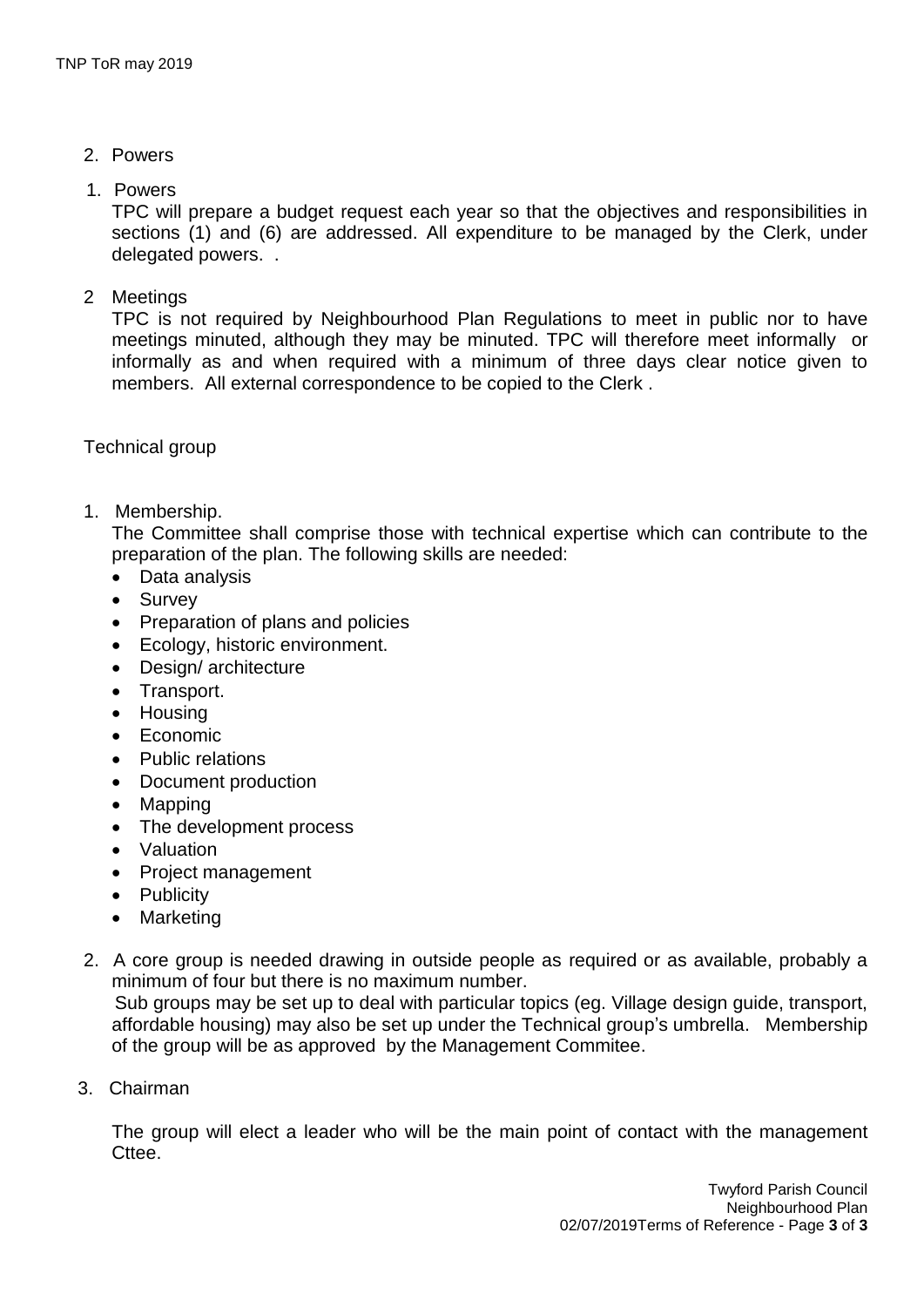2. Powers

1. Powers

   TPC will prepare a budget request each year so that the objectives and responsibilities in sections (1) and (6) are addressed. All expenditure to be managed by the Clerk, under delegated powers. .

2 Meetings

   TPC is not required by Neighbourhood Plan Regulations to meet in public nor to have meetings minuted, although they may be minuted. TPC will therefore meet informally or informally as and when required with a minimum of three days clear notice given to members. All external correspondence to be copied to the Clerk .

## Technical group

1. Membership.

   The Committee shall comprise those with technical expertise which can contribute to the preparation of the plan. The following skills are needed:

   - Data analysis
   - Survey
   - Preparation of plans and policies
   - Ecology, historic environment.
   - Design/ architecture
   - Transport.
   - Housing
   - Economic
   - Public relations
   - Document production
   - Mapping
   - The development process
   - Valuation
   - Project management
   - Publicity
   - Marketing

2. A core group is needed drawing in outside people as required or as available, probably a minimum of four but there is no maximum number.

   Sub groups may be set up to deal with particular topics (eg. Village design guide, transport, affordable housing) may also be set up under the Technical group's umbrella. Membership of the group will be as approved by the Management Commitee.

3. Chairman

   The group will elect a leader who will be the main point of contact with the management Cttee.